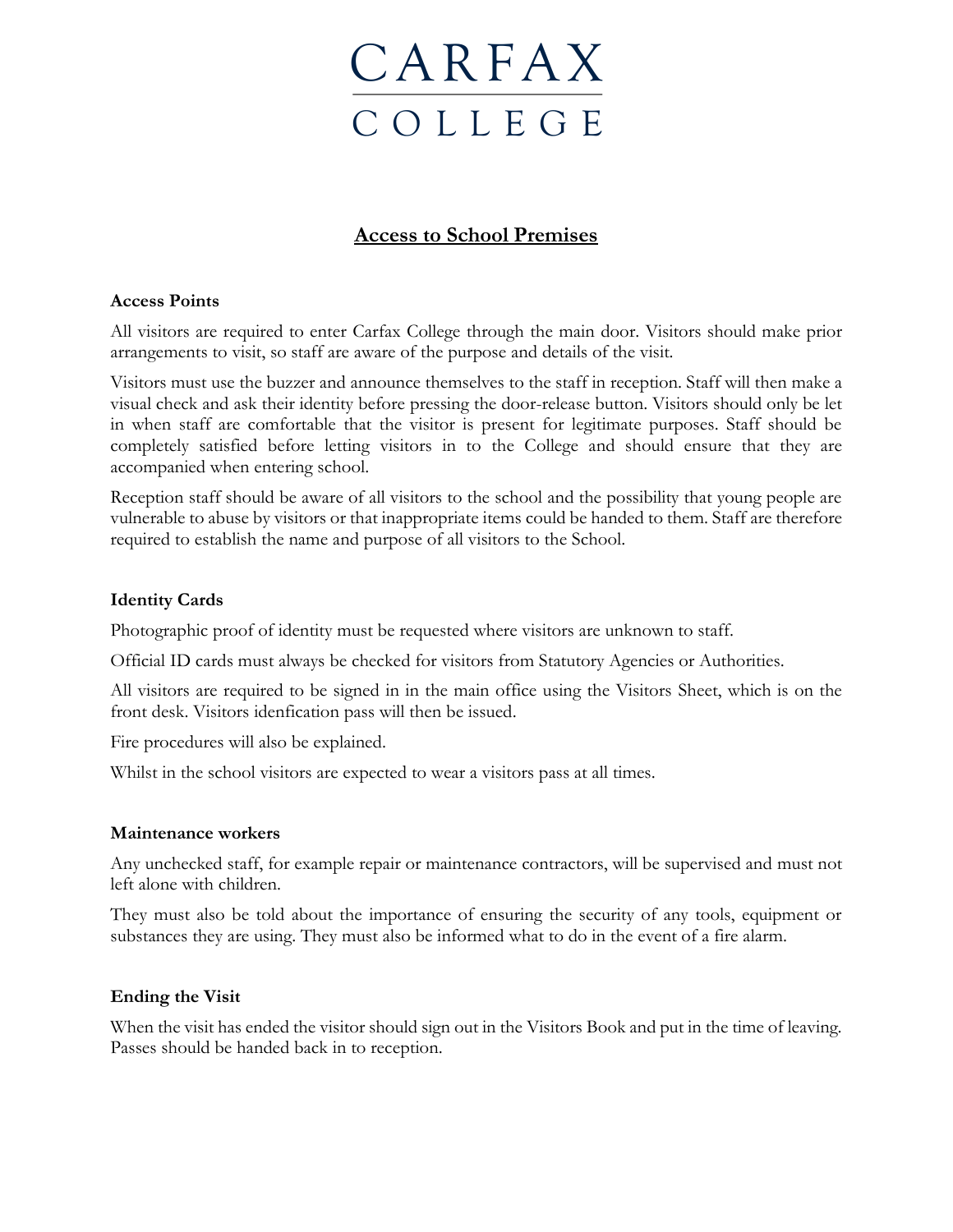# CARFAX COLLEGE

## Access to School Premises

### Access Points

All visitors are required to enter Carfax College through the main door. Visitors should make prior arrangements to visit, so staff are aware of the purpose and details of the visit.

Visitors must use the buzzer and announce themselves to the staff in reception. Staff will then make a visual check and ask their identity before pressing the door-release button. Visitors should only be let in when staff are comfortable that the visitor is present for legitimate purposes. Staff should be completely satisfied before letting visitors in to the College and should ensure that they are accompanied when entering school.

Reception staff should be aware of all visitors to the school and the possibility that young people are vulnerable to abuse by visitors or that inappropriate items could be handed to them. Staff are therefore required to establish the name and purpose of all visitors to the School.

### Identity Cards

Photographic proof of identity must be requested where visitors are unknown to staff.

Official ID cards must always be checked for visitors from Statutory Agencies or Authorities.

All visitors are required to be signed in in the main office using the Visitors Sheet, which is on the front desk. Visitors idenfication pass will then be issued.

Fire procedures will also be explained.

Whilst in the school visitors are expected to wear a visitors pass at all times.

### Maintenance workers

Any unchecked staff, for example repair or maintenance contractors, will be supervised and must not left alone with children.

They must also be told about the importance of ensuring the security of any tools, equipment or substances they are using. They must also be informed what to do in the event of a fire alarm.

### Ending the Visit

When the visit has ended the visitor should sign out in the Visitors Book and put in the time of leaving. Passes should be handed back in to reception.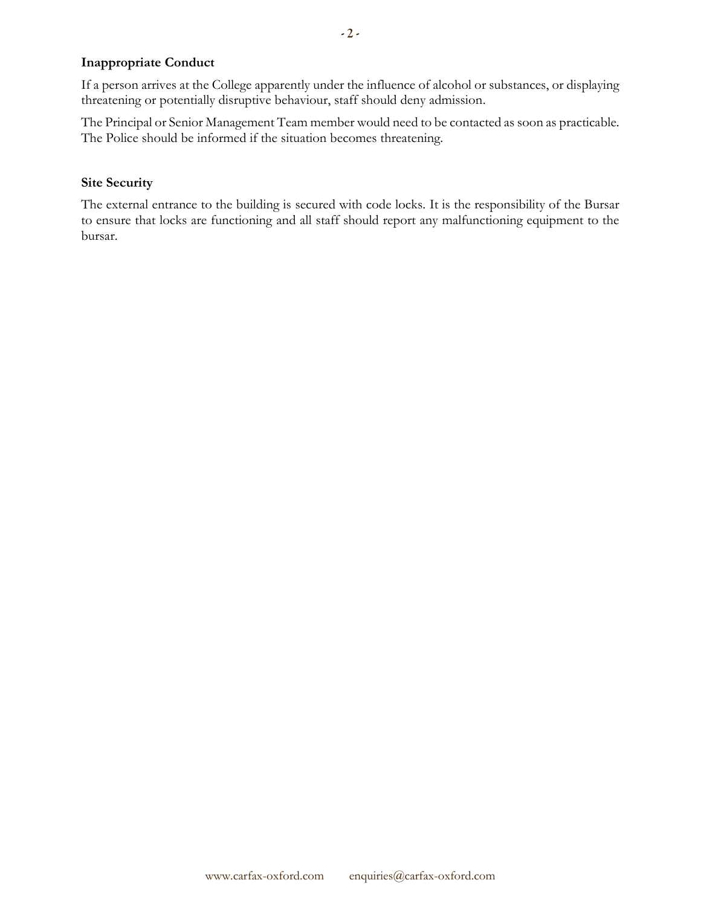**Inappropriate Conduct**

If a person arrives at the College apparently under the influence of alcohol or substances, or displaying threatening or potentially disruptive behaviour, staff should deny admission.

The Principal or Senior Management Team member would need to be contacted as soon as practicable. The Police should be informed if the situation becomes threatening.

**Site Security**

The external entrance to the building is secured with code locks. It is the responsibility of the Bursar to ensure that locks are functioning and all staff should report any malfunctioning equipment to the bursar.